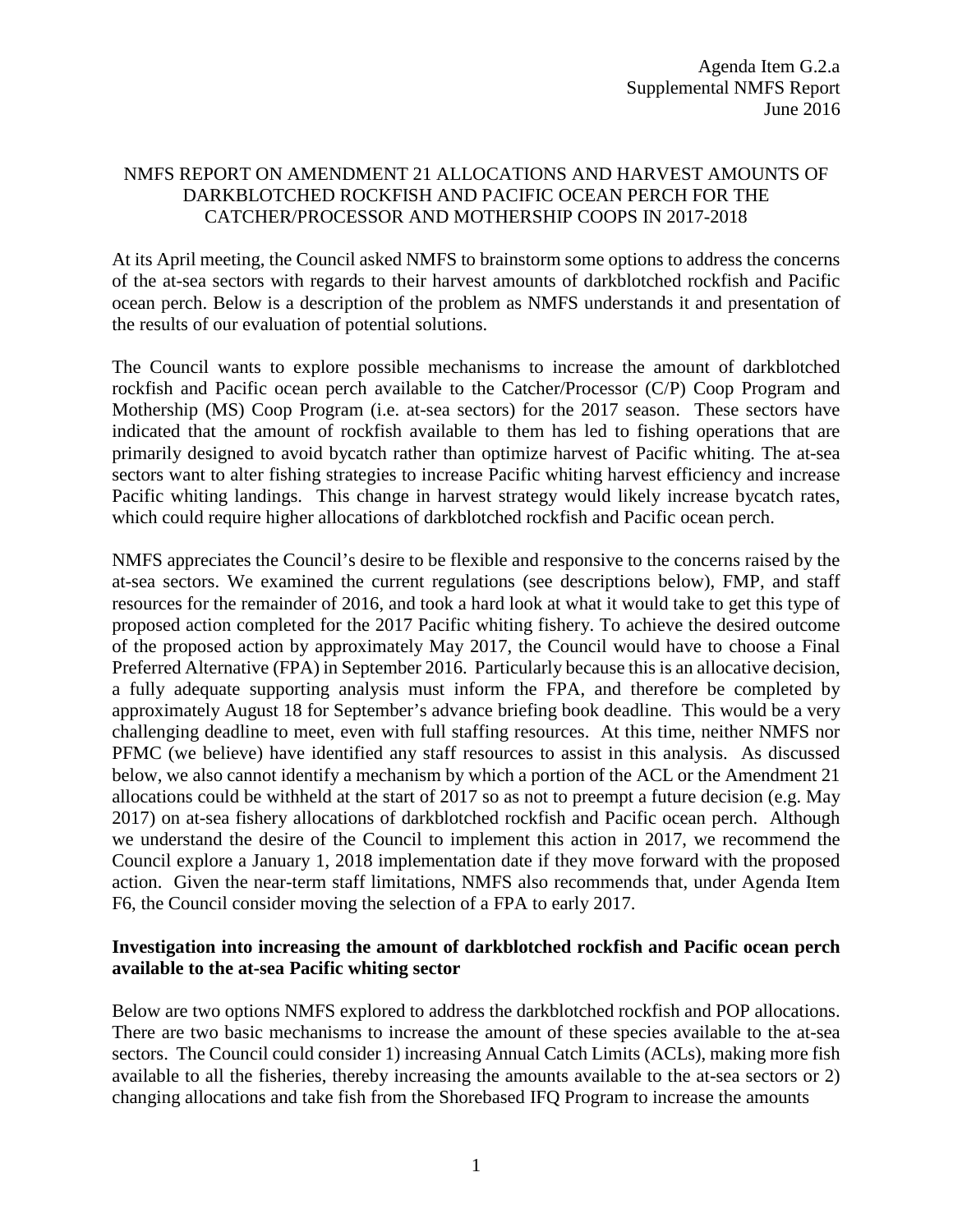Agenda Item G.2.a
Supplemental NMFS Report
June 2016

## NMFS REPORT ON AMENDMENT 21 ALLOCATIONS AND HARVEST AMOUNTS OF DARKBLOTCHED ROCKFISH AND PACIFIC OCEAN PERCH FOR THE CATCHER/PROCESSOR AND MOTHERSHIP COOPS IN 2017-2018

At its April meeting, the Council asked NMFS to brainstorm some options to address the concerns of the at-sea sectors with regards to their harvest amounts of darkblotched rockfish and Pacific ocean perch. Below is a description of the problem as NMFS understands it and presentation of the results of our evaluation of potential solutions.

The Council wants to explore possible mechanisms to increase the amount of darkblotched rockfish and Pacific ocean perch available to the Catcher/Processor (C/P) Coop Program and Mothership (MS) Coop Program (i.e. at-sea sectors) for the 2017 season. These sectors have indicated that the amount of rockfish available to them has led to fishing operations that are primarily designed to avoid bycatch rather than optimize harvest of Pacific whiting. The at-sea sectors want to alter fishing strategies to increase Pacific whiting harvest efficiency and increase Pacific whiting landings. This change in harvest strategy would likely increase bycatch rates, which could require higher allocations of darkblotched rockfish and Pacific ocean perch.

NMFS appreciates the Council's desire to be flexible and responsive to the concerns raised by the at-sea sectors. We examined the current regulations (see descriptions below), FMP, and staff resources for the remainder of 2016, and took a hard look at what it would take to get this type of proposed action completed for the 2017 Pacific whiting fishery. To achieve the desired outcome of the proposed action by approximately May 2017, the Council would have to choose a Final Preferred Alternative (FPA) in September 2016. Particularly because this is an allocative decision, a fully adequate supporting analysis must inform the FPA, and therefore be completed by approximately August 18 for September's advance briefing book deadline. This would be a very challenging deadline to meet, even with full staffing resources. At this time, neither NMFS nor PFMC (we believe) have identified any staff resources to assist in this analysis. As discussed below, we also cannot identify a mechanism by which a portion of the ACL or the Amendment 21 allocations could be withheld at the start of 2017 so as not to preempt a future decision (e.g. May 2017) on at-sea fishery allocations of darkblotched rockfish and Pacific ocean perch. Although we understand the desire of the Council to implement this action in 2017, we recommend the Council explore a January 1, 2018 implementation date if they move forward with the proposed action. Given the near-term staff limitations, NMFS also recommends that, under Agenda Item F6, the Council consider moving the selection of a FPA to early 2017.

### Investigation into increasing the amount of darkblotched rockfish and Pacific ocean perch available to the at-sea Pacific whiting sector

Below are two options NMFS explored to address the darkblotched rockfish and POP allocations. There are two basic mechanisms to increase the amount of these species available to the at-sea sectors. The Council could consider 1) increasing Annual Catch Limits (ACLs), making more fish available to all the fisheries, thereby increasing the amounts available to the at-sea sectors or 2) changing allocations and take fish from the Shorebased IFQ Program to increase the amounts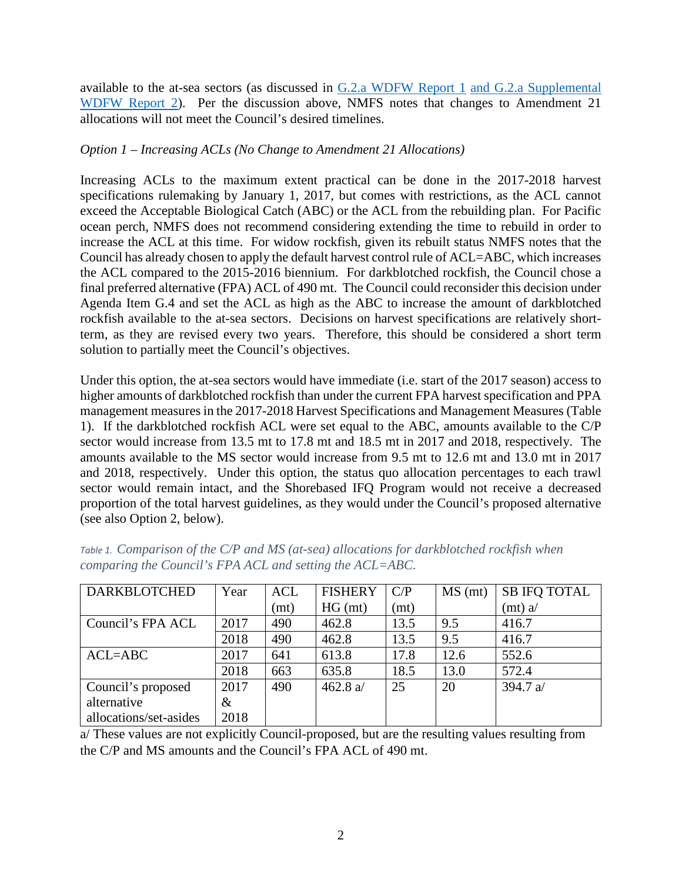available to the at-sea sectors (as discussed in G.2.a WDFW Report 1 and G.2.a Supplemental WDFW Report 2). Per the discussion above, NMFS notes that changes to Amendment 21 allocations will not meet the Council's desired timelines.

*Option 1 – Increasing ACLs (No Change to Amendment 21 Allocations)*

Increasing ACLs to the maximum extent practical can be done in the 2017-2018 harvest specifications rulemaking by January 1, 2017, but comes with restrictions, as the ACL cannot exceed the Acceptable Biological Catch (ABC) or the ACL from the rebuilding plan. For Pacific ocean perch, NMFS does not recommend considering extending the time to rebuild in order to increase the ACL at this time. For widow rockfish, given its rebuilt status NMFS notes that the Council has already chosen to apply the default harvest control rule of ACL=ABC, which increases the ACL compared to the 2015-2016 biennium. For darkblotched rockfish, the Council chose a final preferred alternative (FPA) ACL of 490 mt. The Council could reconsider this decision under Agenda Item G.4 and set the ACL as high as the ABC to increase the amount of darkblotched rockfish available to the at-sea sectors. Decisions on harvest specifications are relatively short-term, as they are revised every two years. Therefore, this should be considered a short term solution to partially meet the Council's objectives.

Under this option, the at-sea sectors would have immediate (i.e. start of the 2017 season) access to higher amounts of darkblotched rockfish than under the current FPA harvest specification and PPA management measures in the 2017-2018 Harvest Specifications and Management Measures (Table 1). If the darkblotched rockfish ACL were set equal to the ABC, amounts available to the C/P sector would increase from 13.5 mt to 17.8 mt and 18.5 mt in 2017 and 2018, respectively. The amounts available to the MS sector would increase from 9.5 mt to 12.6 mt and 13.0 mt in 2017 and 2018, respectively. Under this option, the status quo allocation percentages to each trawl sector would remain intact, and the Shorebased IFQ Program would not receive a decreased proportion of the total harvest guidelines, as they would under the Council's proposed alternative (see also Option 2, below).

*Table 1. Comparison of the C/P and MS (at-sea) allocations for darkblotched rockfish when comparing the Council's FPA ACL and setting the ACL=ABC.*

| DARKBLOTCHED | Year | ACL (mt) | FISHERY HG (mt) | C/P (mt) | MS (mt) | SB IFQ TOTAL (mt) a/ |
|---|---|---|---|---|---|---|
| Council's FPA ACL | 2017 | 490 | 462.8 | 13.5 | 9.5 | 416.7 |
| | 2018 | 490 | 462.8 | 13.5 | 9.5 | 416.7 |
| ACL=ABC | 2017 | 641 | 613.8 | 17.8 | 12.6 | 552.6 |
| | 2018 | 663 | 635.8 | 18.5 | 13.0 | 572.4 |
| Council's proposed alternative allocations/set-asides | 2017 & 2018 | 490 | 462.8 a/ | 25 | 20 | 394.7 a/ |

a/ These values are not explicitly Council-proposed, but are the resulting values resulting from the C/P and MS amounts and the Council's FPA ACL of 490 mt.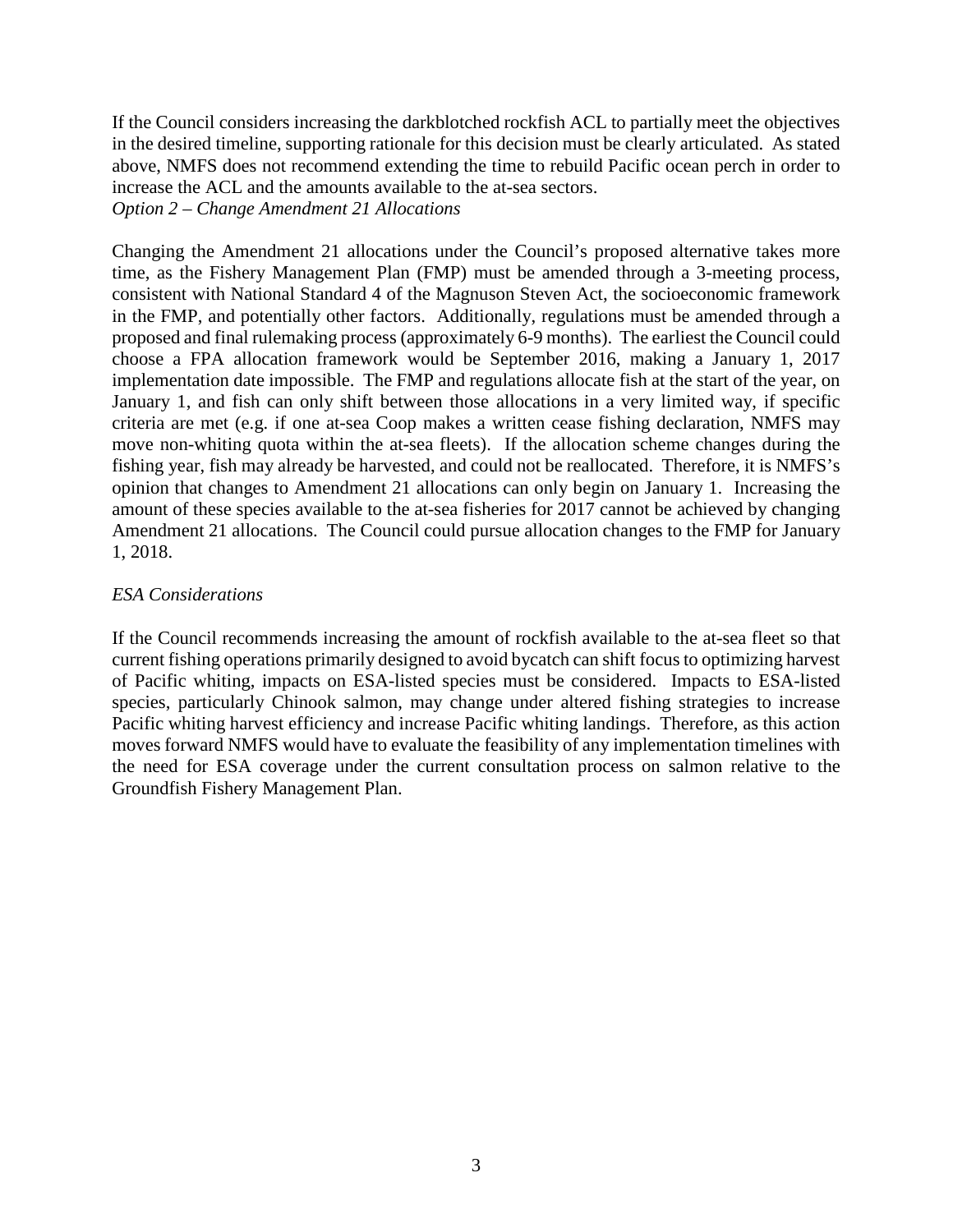If the Council considers increasing the darkblotched rockfish ACL to partially meet the objectives in the desired timeline, supporting rationale for this decision must be clearly articulated. As stated above, NMFS does not recommend extending the time to rebuild Pacific ocean perch in order to increase the ACL and the amounts available to the at-sea sectors.

*Option 2 – Change Amendment 21 Allocations*

Changing the Amendment 21 allocations under the Council's proposed alternative takes more time, as the Fishery Management Plan (FMP) must be amended through a 3-meeting process, consistent with National Standard 4 of the Magnuson Steven Act, the socioeconomic framework in the FMP, and potentially other factors. Additionally, regulations must be amended through a proposed and final rulemaking process (approximately 6-9 months). The earliest the Council could choose a FPA allocation framework would be September 2016, making a January 1, 2017 implementation date impossible. The FMP and regulations allocate fish at the start of the year, on January 1, and fish can only shift between those allocations in a very limited way, if specific criteria are met (e.g. if one at-sea Coop makes a written cease fishing declaration, NMFS may move non-whiting quota within the at-sea fleets). If the allocation scheme changes during the fishing year, fish may already be harvested, and could not be reallocated. Therefore, it is NMFS's opinion that changes to Amendment 21 allocations can only begin on January 1. Increasing the amount of these species available to the at-sea fisheries for 2017 cannot be achieved by changing Amendment 21 allocations. The Council could pursue allocation changes to the FMP for January 1, 2018.

*ESA Considerations*

If the Council recommends increasing the amount of rockfish available to the at-sea fleet so that current fishing operations primarily designed to avoid bycatch can shift focus to optimizing harvest of Pacific whiting, impacts on ESA-listed species must be considered. Impacts to ESA-listed species, particularly Chinook salmon, may change under altered fishing strategies to increase Pacific whiting harvest efficiency and increase Pacific whiting landings. Therefore, as this action moves forward NMFS would have to evaluate the feasibility of any implementation timelines with the need for ESA coverage under the current consultation process on salmon relative to the Groundfish Fishery Management Plan.